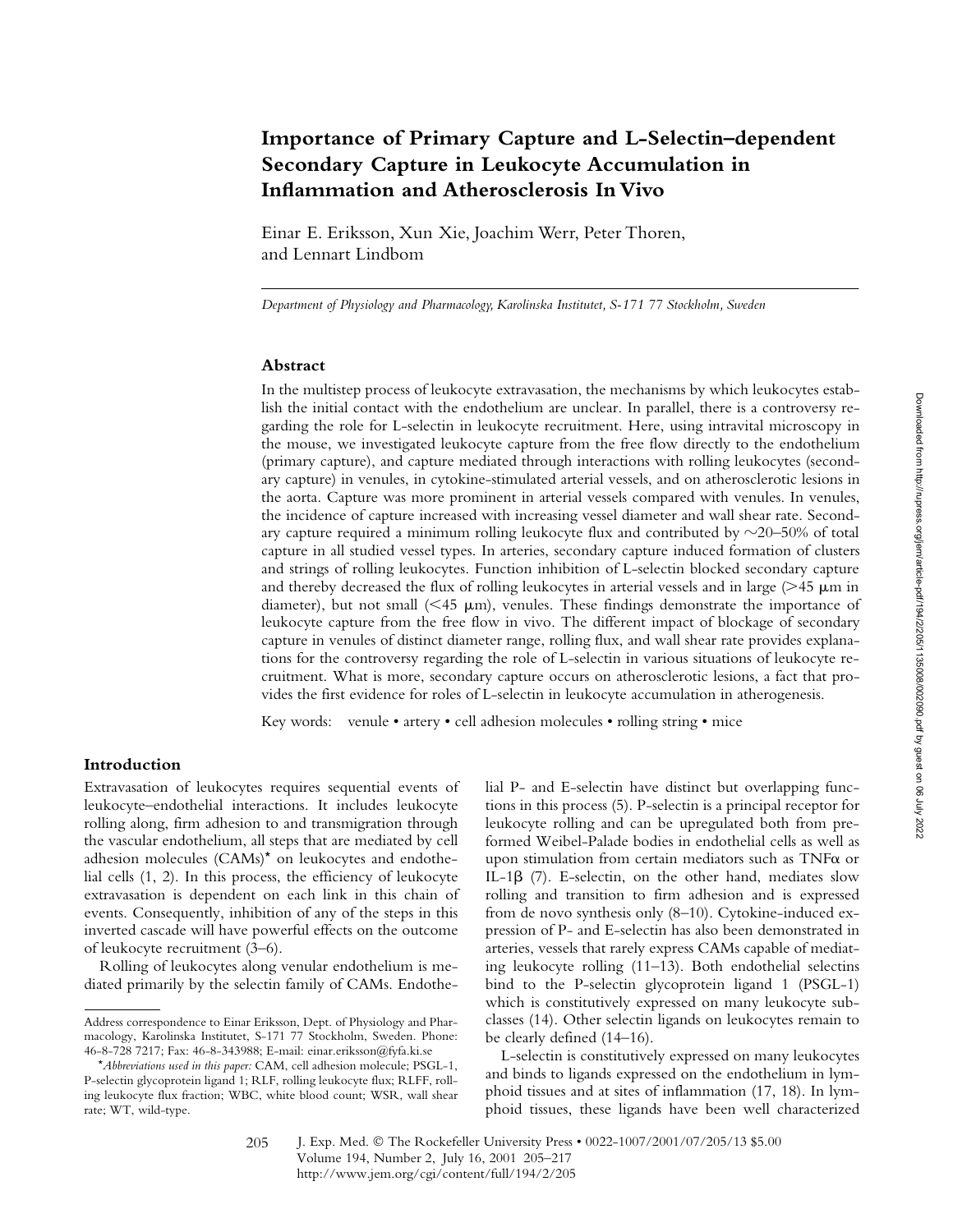# Importance of Primary Capture and L-Selectin–dependent Secondary Capture in Leukocyte Accumulation in Inflammation and Atherosclerosis In Vivo

Einar E. Eriksson, Xun Xie, Joachim Werr, Peter Thoren, and Lennart Lindbom

*Department of Physiology and Pharmacology, Karolinska Institutet, S-171 77 Stockholm, Sweden*

## Abstract

In the multistep process of leukocyte extravasation, the mechanisms by which leukocytes establish the initial contact with the endothelium are unclear. In parallel, there is a controversy regarding the role for L-selectin in leukocyte recruitment. Here, using intravital microscopy in the mouse, we investigated leukocyte capture from the free flow directly to the endothelium (primary capture), and capture mediated through interactions with rolling leukocytes (secondary capture) in venules, in cytokine-stimulated arterial vessels, and on atherosclerotic lesions in the aorta. Capture was more prominent in arterial vessels compared with venules. In venules, the incidence of capture increased with increasing vessel diameter and wall shear rate. Secondary capture required a minimum rolling leukocyte flux and contributed by ~20–50% of total capture in all studied vessel types. In arteries, secondary capture induced formation of clusters and strings of rolling leukocytes. Function inhibition of L-selectin blocked secondary capture and thereby decreased the flux of rolling leukocytes in arterial vessels and in large (>45 μm in diameter), but not small (<45 μm), venules. These findings demonstrate the importance of leukocyte capture from the free flow in vivo. The different impact of blockage of secondary capture in venules of distinct diameter range, rolling flux, and wall shear rate provides explanations for the controversy regarding the role of L-selectin in various situations of leukocyte recruitment. What is more, secondary capture occurs on atherosclerotic lesions, a fact that provides the first evidence for roles of L-selectin in leukocyte accumulation in atherogenesis.

Key words: venule • artery • cell adhesion molecules • rolling string • mice

## Introduction

Extravasation of leukocytes requires sequential events of leukocyte–endothelial interactions. It includes leukocyte rolling along, firm adhesion to and transmigration through the vascular endothelium, all steps that are mediated by cell adhesion molecules (CAMs)* on leukocytes and endothelial cells (1, 2). In this process, the efficiency of leukocyte extravasation is dependent on each link in this chain of events. Consequently, inhibition of any of the steps in this inverted cascade will have powerful effects on the outcome of leukocyte recruitment (3–6).

Rolling of leukocytes along venular endothelium is mediated primarily by the selectin family of CAMs. Endothelial P- and E-selectin have distinct but overlapping functions in this process (5). P-selectin is a principal receptor for leukocyte rolling and can be upregulated both from preformed Weibel-Palade bodies in endothelial cells as well as upon stimulation from certain mediators such as TNFα or IL-1β (7). E-selectin, on the other hand, mediates slow rolling and transition to firm adhesion and is expressed from de novo synthesis only (8–10). Cytokine-induced expression of P- and E-selectin has also been demonstrated in arteries, vessels that rarely express CAMs capable of mediating leukocyte rolling (11–13). Both endothelial selectins bind to the P-selectin glycoprotein ligand 1 (PSGL-1) which is constitutively expressed on many leukocyte subclasses (14). Other selectin ligands on leukocytes remain to be clearly defined (14–16).

L-selectin is constitutively expressed on many leukocytes and binds to ligands expressed on the endothelium in lymphoid tissues and at sites of inflammation (17, 18). In lymphoid tissues, these ligands have been well characterized

---

Address correspondence to Einar Eriksson, Dept. of Physiology and Pharmacology, Karolinska Institutet, S-171 77 Stockholm, Sweden. Phone: 46-8-728 7217; Fax: 46-8-343988; E-mail: einar.eriksson@fyfa.ki.se

*Abbreviations used in this paper: CAM, cell adhesion molecule; PSGL-1, P-selectin glycoprotein ligand 1; RLF, rolling leukocyte flux; RLFF, rolling leukocyte flux fraction; WBC, white blood count; WSR, wall shear rate; WT, wild-type.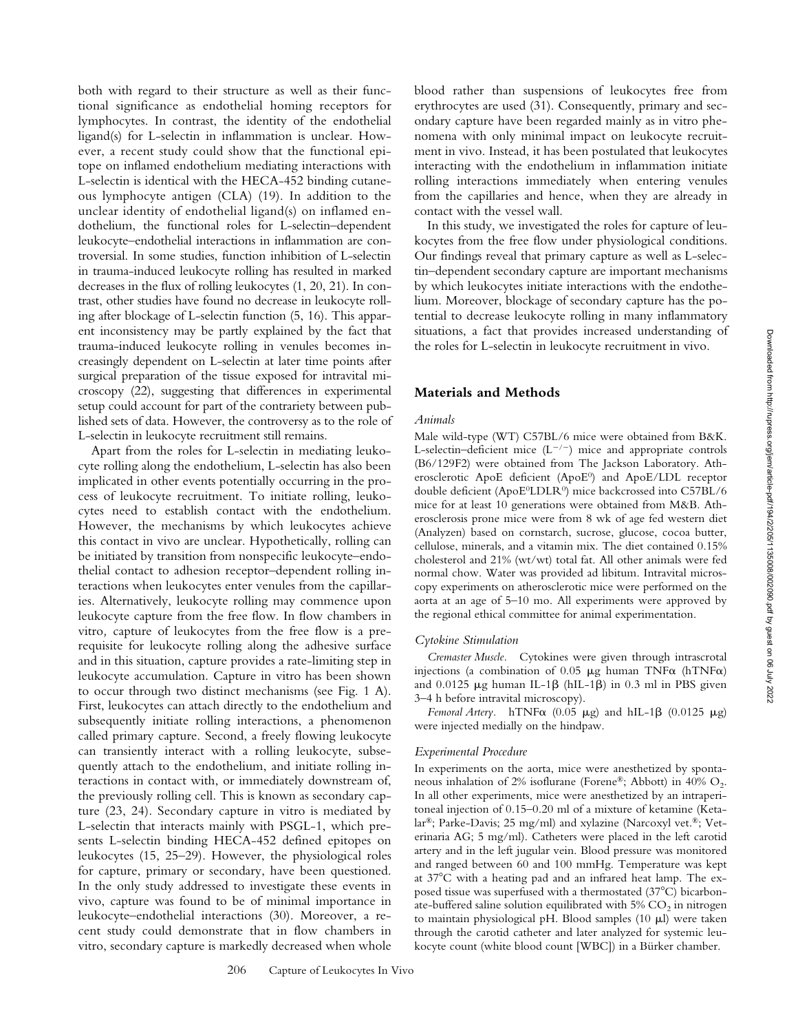both with regard to their structure as well as their functional significance as endothelial homing receptors for lymphocytes. In contrast, the identity of the endothelial ligand(s) for L-selectin in inflammation is unclear. However, a recent study could show that the functional epitope on inflamed endothelium mediating interactions with L-selectin is identical with the HECA-452 binding cutaneous lymphocyte antigen (CLA) (19). In addition to the unclear identity of endothelial ligand(s) on inflamed endothelium, the functional roles for L-selectin–dependent leukocyte–endothelial interactions in inflammation are controversial. In some studies, function inhibition of L-selectin in trauma-induced leukocyte rolling has resulted in marked decreases in the flux of rolling leukocytes (1, 20, 21). In contrast, other studies have found no decrease in leukocyte rolling after blockage of L-selectin function (5, 16). This apparent inconsistency may be partly explained by the fact that trauma-induced leukocyte rolling in venules becomes increasingly dependent on L-selectin at later time points after surgical preparation of the tissue exposed for intravital microscopy (22), suggesting that differences in experimental setup could account for part of the contrariety between published sets of data. However, the controversy as to the role of L-selectin in leukocyte recruitment still remains.

Apart from the roles for L-selectin in mediating leukocyte rolling along the endothelium, L-selectin has also been implicated in other events potentially occurring in the process of leukocyte recruitment. To initiate rolling, leukocytes need to establish contact with the endothelium. However, the mechanisms by which leukocytes achieve this contact in vivo are unclear. Hypothetically, rolling can be initiated by transition from nonspecific leukocyte–endothelial contact to adhesion receptor–dependent rolling interactions when leukocytes enter venules from the capillaries. Alternatively, leukocyte rolling may commence upon leukocyte capture from the free flow. In flow chambers in vitro, capture of leukocytes from the free flow is a prerequisite for leukocyte rolling along the adhesive surface and in this situation, capture provides a rate-limiting step in leukocyte accumulation. Capture in vitro has been shown to occur through two distinct mechanisms (see Fig. 1 A). First, leukocytes can attach directly to the endothelium and subsequently initiate rolling interactions, a phenomenon called primary capture. Second, a freely flowing leukocyte can transiently interact with a rolling leukocyte, subsequently attach to the endothelium, and initiate rolling interactions in contact with, or immediately downstream of, the previously rolling cell. This is known as secondary capture (23, 24). Secondary capture in vitro is mediated by L-selectin that interacts mainly with PSGL-1, which presents L-selectin binding HECA-452 defined epitopes on leukocytes (15, 25–29). However, the physiological roles for capture, primary or secondary, have been questioned. In the only study addressed to investigate these events in vivo, capture was found to be of minimal importance in leukocyte–endothelial interactions (30). Moreover, a recent study could demonstrate that in flow chambers in vitro, secondary capture is markedly decreased when whole blood rather than suspensions of leukocytes free from erythrocytes are used (31). Consequently, primary and secondary capture have been regarded mainly as in vitro phenomena with only minimal impact on leukocyte recruitment in vivo. Instead, it has been postulated that leukocytes interacting with the endothelium in inflammation initiate rolling interactions immediately when entering venules from the capillaries and hence, when they are already in contact with the vessel wall.

In this study, we investigated the roles for capture of leukocytes from the free flow under physiological conditions. Our findings reveal that primary capture as well as L-selectin–dependent secondary capture are important mechanisms by which leukocytes initiate interactions with the endothelium. Moreover, blockage of secondary capture has the potential to decrease leukocyte rolling in many inflammatory situations, a fact that provides increased understanding of the roles for L-selectin in leukocyte recruitment in vivo.

## Materials and Methods

### Animals

Male wild-type (WT) C57BL/6 mice were obtained from B&K. L-selectin–deficient mice ($L^{-/-}$) mice and appropriate controls (B6/129F2) were obtained from The Jackson Laboratory. Atherosclerotic ApoE deficient ($ApoE^0$) and ApoE/LDL receptor double deficient ($ApoE^0LDLR^0$) mice backcrossed into C57BL/6 mice for at least 10 generations were obtained from M&B. Atherosclerosis prone mice were from 8 wk of age fed western diet (Analyzen) based on cornstarch, sucrose, glucose, cocoa butter, cellulose, minerals, and a vitamin mix. The diet contained 0.15% cholesterol and 21% (wt/wt) total fat. All other animals were fed normal chow. Water was provided ad libitum. Intravital microscopy experiments on atherosclerotic mice were performed on the aorta at an age of 5–10 mo. All experiments were approved by the regional ethical committee for animal experimentation.

### Cytokine Stimulation

*Cremaster Muscle.* Cytokines were given through intrascrotal injections (a combination of 0.05 μg human TNFα (hTNFα) and 0.0125 μg human IL-1β (hIL-1β) in 0.3 ml in PBS given 3–4 h before intravital microscopy).

*Femoral Artery.* hTNFα (0.05 μg) and hIL-1β (0.0125 μg) were injected medially on the hindpaw.

### Experimental Procedure

In experiments on the aorta, mice were anesthetized by spontaneous inhalation of 2% isoflurane (Forene®; Abbott) in 40% $O_2$. In all other experiments, mice were anesthetized by an intraperitoneal injection of 0.15–0.20 ml of a mixture of ketamine (Ketalar®; Parke-Davis; 25 mg/ml) and xylazine (Narcoxyl vet.®; Veterinaria AG; 5 mg/ml). Catheters were placed in the left carotid artery and in the left jugular vein. Blood pressure was monitored and ranged between 60 and 100 mmHg. Temperature was kept at 37°C with a heating pad and an infrared heat lamp. The exposed tissue was superfused with a thermostated (37°C) bicarbonate-buffered saline solution equilibrated with 5% $CO_2$ in nitrogen to maintain physiological pH. Blood samples (10 μl) were taken through the carotid catheter and later analyzed for systemic leukocyte count (white blood count [WBC]) in a Bürker chamber.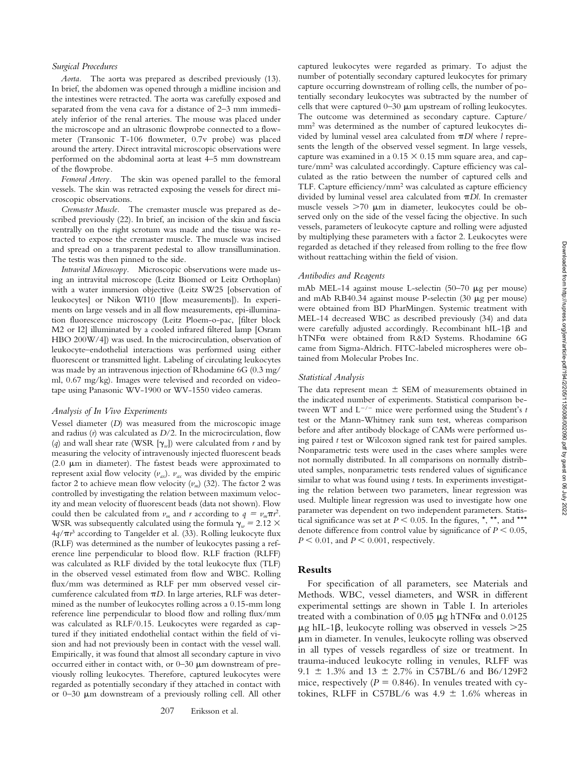### *Surgical Procedures*

*Aorta.* The aorta was prepared as described previously (13). In brief, the abdomen was opened through a midline incision and the intestines were retracted. The aorta was carefully exposed and separated from the vena cava for a distance of 2–3 mm immediately inferior of the renal arteries. The mouse was placed under the microscope and an ultrasonic flowprobe connected to a flowmeter (Transonic T-106 flowmeter, 0.7v probe) was placed around the artery. Direct intravital microscopic observations were performed on the abdominal aorta at least 4–5 mm downstream of the flowprobe.

*Femoral Artery.* The skin was opened parallel to the femoral vessels. The skin was retracted exposing the vessels for direct microscopic observations.

*Cremaster Muscle.* The cremaster muscle was prepared as described previously (22). In brief, an incision of the skin and fascia ventrally on the right scrotum was made and the tissue was retracted to expose the cremaster muscle. The muscle was incised and spread on a transparent pedestal to allow transillumination. The testis was then pinned to the side.

*Intravital Microscopy.* Microscopic observations were made using an intravital microscope (Leitz Biomed or Leitz Orthoplan) with a water immersion objective (Leitz SW25 [observation of leukocytes] or Nikon WI10 [flow measurements]). In experiments on large vessels and in all flow measurements, epi-illumination fluorescence microscopy (Leitz Ploem-o-pac, [filter block M2 or I2] illuminated by a cooled infrared filtered lamp [Osram HBO 200W/4]) was used. In the microcirculation, observation of leukocyte–endothelial interactions was performed using either fluorescent or transmitted light. Labeling of circulating leukocytes was made by an intravenous injection of Rhodamine 6G (0.3 mg/ml, 0.67 mg/kg). Images were televised and recorded on videotape using Panasonic WV-1900 or WV-1550 video cameras.

### *Analysis of In Vivo Experiments*

Vessel diameter ($D$) was measured from the microscopic image and radius ($r$) was calculated as $D/2$. In the microcirculation, flow ($q$) and wall shear rate (WSR [$\gamma_w$]) were calculated from $r$ and by measuring the velocity of intravenously injected fluorescent beads (2.0 μm in diameter). The fastest beads were approximated to represent axial flow velocity ($v_{ax}$). $v_{ax}$ was divided by the empiric factor 2 to achieve mean flow velocity ($v_m$) (32). The factor 2 was controlled by investigating the relation between maximum velocity and mean velocity of fluorescent beads (data not shown). Flow could then be calculated from $v_m$ and $r$ according to $q = v_m \pi r^2$. WSR was subsequently calculated using the formula $\gamma_w = 2.12 \times 4q/\pi r^3$ according to Tangelder et al. (33). Rolling leukocyte flux (RLF) was determined as the number of leukocytes passing a reference line perpendicular to blood flow. RLF fraction (RLFF) was calculated as RLF divided by the total leukocyte flux (TLF) in the observed vessel estimated from flow and WBC. Rolling flux/mm was determined as RLF per mm observed vessel circumference calculated from $\pi D$. In large arteries, RLF was determined as the number of leukocytes rolling across a 0.15-mm long reference line perpendicular to blood flow and rolling flux/mm was calculated as RLF/0.15. Leukocytes were regarded as captured if they initiated endothelial contact within the field of vision and had not previously been in contact with the vessel wall. Empirically, it was found that almost all secondary capture in vivo occurred either in contact with, or 0–30 μm downstream of previously rolling leukocytes. Therefore, captured leukocytes were regarded as potentially secondary if they attached in contact with or 0–30 μm downstream of a previously rolling cell. All other captured leukocytes were regarded as primary. To adjust the number of potentially secondary captured leukocytes for primary capture occurring downstream of rolling cells, the number of potentially secondary leukocytes was subtracted by the number of cells that were captured 0–30 μm upstream of rolling leukocytes. The outcome was determined as secondary capture. Capture/mm$^2$ was determined as the number of captured leukocytes divided by luminal vessel area calculated from $\pi Dl$ where $l$ represents the length of the observed vessel segment. In large vessels, capture was examined in a 0.15 × 0.15 mm square area, and capture/mm$^2$ was calculated accordingly. Capture efficiency was calculated as the ratio between the number of captured cells and TLF. Capture efficiency/mm$^2$ was calculated as capture efficiency divided by luminal vessel area calculated from $\pi Dl$. In cremaster muscle vessels >70 μm in diameter, leukocytes could be observed only on the side of the vessel facing the objective. In such vessels, parameters of leukocyte capture and rolling were adjusted by multiplying these parameters with a factor 2. Leukocytes were regarded as detached if they released from rolling to the free flow without reattaching within the field of vision.

### *Antibodies and Reagents*

mAb MEL-14 against mouse L-selectin (50–70 μg per mouse) and mAb RB40.34 against mouse P-selectin (30 μg per mouse) were obtained from BD PharMingen. Systemic treatment with MEL-14 decreased WBC as described previously (34) and data were carefully adjusted accordingly. Recombinant hIL-1β and hTNFα were obtained from R&D Systems. Rhodamine 6G came from Sigma-Aldrich. FITC-labeled microspheres were obtained from Molecular Probes Inc.

### *Statistical Analysis*

The data represent mean ± SEM of measurements obtained in the indicated number of experiments. Statistical comparison between WT and $L^{-/-}$ mice were performed using the Student's $t$ test or the Mann-Whitney rank sum test, whereas comparison before and after antibody blockage of CAMs were performed using paired $t$ test or Wilcoxon signed rank test for paired samples. Nonparametric tests were used in the cases where samples were not normally distributed. In all comparisons on normally distributed samples, nonparametric tests rendered values of significance similar to what was found using $t$ tests. In experiments investigating the relation between two parameters, linear regression was used. Multiple linear regression was used to investigate how one parameter was dependent on two independent parameters. Statistical significance was set at $P < 0.05$. In the figures, *, **, and *** denote difference from control value by significance of $P < 0.05$, $P < 0.01$, and $P < 0.001$, respectively.

## Results

For specification of all parameters, see Materials and Methods. WBC, vessel diameters, and WSR in different experimental settings are shown in Table I. In arterioles treated with a combination of 0.05 μg hTNFα and 0.0125 μg hIL-1β, leukocyte rolling was observed in vessels >25 μm in diameter. In venules, leukocyte rolling was observed in all types of vessels regardless of size or treatment. In trauma-induced leukocyte rolling in venules, RLFF was 9.1 ± 1.3% and 13 ± 2.7% in C57BL/6 and B6/129F2 mice, respectively ($P = 0.846$). In venules treated with cytokines, RLFF in C57BL/6 was 4.9 ± 1.6% whereas in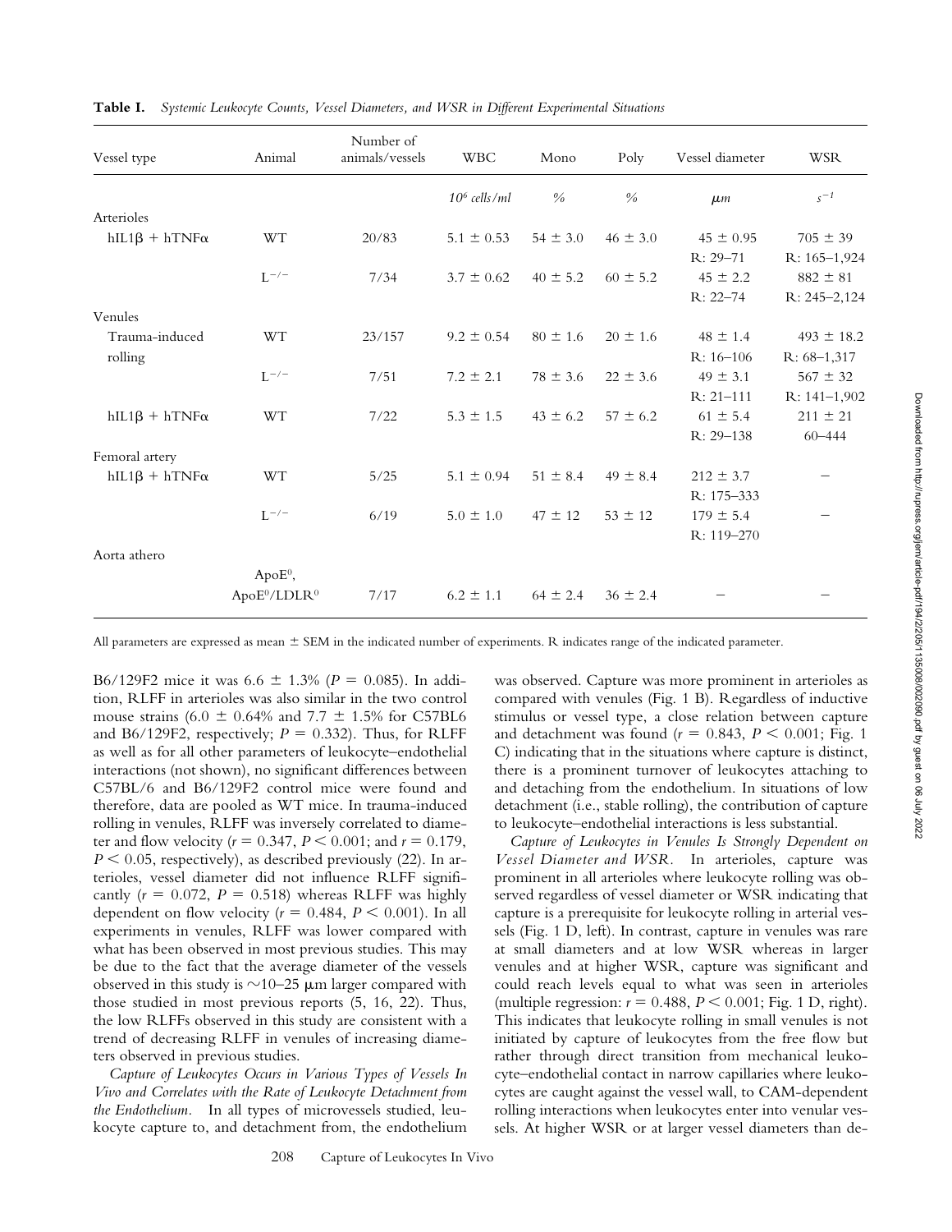**Table I.** *Systemic Leukocyte Counts, Vessel Diameters, and WSR in Different Experimental Situations*

| Vessel type | Animal | Number of animals/vessels | WBC | Mono | Poly | Vessel diameter | WSR |
|---|---|---|---|---|---|---|---|
| | | | $10^6$ *cells/ml* | % | % | $\mu m$ | $s^{-1}$ |
| Arterioles | | | | | | | |
| hIL1β + hTNFα | WT | 20/83 | 5.1 ± 0.53 | 54 ± 3.0 | 46 ± 3.0 | 45 ± 0.95<br>R: 29–71 | 705 ± 39<br>R: 165–1,924 |
| | $L^{-/-}$ | 7/34 | 3.7 ± 0.62 | 40 ± 5.2 | 60 ± 5.2 | 45 ± 2.2<br>R: 22–74 | 882 ± 81<br>R: 245–2,124 |
| Venules | | | | | | | |
| Trauma-induced rolling | WT | 23/157 | 9.2 ± 0.54 | 80 ± 1.6 | 20 ± 1.6 | 48 ± 1.4<br>R: 16–106 | 493 ± 18.2<br>R: 68–1,317 |
| | $L^{-/-}$ | 7/51 | 7.2 ± 2.1 | 78 ± 3.6 | 22 ± 3.6 | 49 ± 3.1<br>R: 21–111 | 567 ± 32<br>R: 141–1,902 |
| hIL1β + hTNFα | WT | 7/22 | 5.3 ± 1.5 | 43 ± 6.2 | 57 ± 6.2 | 61 ± 5.4<br>R: 29–138 | 211 ± 21<br>60–444 |
| Femoral artery | | | | | | | |
| hIL1β + hTNFα | WT | 5/25 | 5.1 ± 0.94 | 51 ± 8.4 | 49 ± 8.4 | 212 ± 3.7<br>R: 175–333 | – |
| | $L^{-/-}$ | 6/19 | 5.0 ± 1.0 | 47 ± 12 | 53 ± 12 | 179 ± 5.4<br>R: 119–270 | – |
| Aorta athero | | | | | | | |
| | $ApoE^0$, $ApoE^0/LDLR^0$ | 7/17 | 6.2 ± 1.1 | 64 ± 2.4 | 36 ± 2.4 | – | – |

All parameters are expressed as mean ± SEM in the indicated number of experiments. R indicates range of the indicated parameter.

B6/129F2 mice it was 6.6 ± 1.3% ($P = 0.085$). In addition, RLFF in arterioles was also similar in the two control mouse strains (6.0 ± 0.64% and 7.7 ± 1.5% for C57BL6 and B6/129F2, respectively; $P = 0.332$). Thus, for RLFF as well as for all other parameters of leukocyte–endothelial interactions (not shown), no significant differences between C57BL/6 and B6/129F2 control mice were found and therefore, data are pooled as WT mice. In trauma-induced rolling in venules, RLFF was inversely correlated to diameter and flow velocity ($r = 0.347$, $P < 0.001$; and $r = 0.179$, $P < 0.05$, respectively), as described previously (22). In arterioles, vessel diameter did not influence RLFF significantly ($r = 0.072$, $P = 0.518$) whereas RLFF was highly dependent on flow velocity ($r = 0.484$, $P < 0.001$). In all experiments in venules, RLFF was lower compared with what has been observed in most previous studies. This may be due to the fact that the average diameter of the vessels observed in this study is ~10–25 μm larger compared with those studied in most previous reports (5, 16, 22). Thus, the low RLFFs observed in this study are consistent with a trend of decreasing RLFF in venules of increasing diameters observed in previous studies.

*Capture of Leukocytes Occurs in Various Types of Vessels In Vivo and Correlates with the Rate of Leukocyte Detachment from the Endothelium.* In all types of microvessels studied, leukocyte capture to, and detachment from, the endothelium was observed. Capture was more prominent in arterioles as compared with venules (Fig. 1 B). Regardless of inductive stimulus or vessel type, a close relation between capture and detachment was found ($r = 0.843$, $P < 0.001$; Fig. 1 C) indicating that in the situations where capture is distinct, there is a prominent turnover of leukocytes attaching to and detaching from the endothelium. In situations of low detachment (i.e., stable rolling), the contribution of capture to leukocyte–endothelial interactions is less substantial.

*Capture of Leukocytes in Venules Is Strongly Dependent on Vessel Diameter and WSR.* In arterioles, capture was prominent in all arterioles where leukocyte rolling was observed regardless of vessel diameter or WSR indicating that capture is a prerequisite for leukocyte rolling in arterial vessels (Fig. 1 D, left). In contrast, capture in venules was rare at small diameters and at low WSR whereas in larger venules and at higher WSR, capture was significant and could reach levels equal to what was seen in arterioles (multiple regression: $r = 0.488$, $P < 0.001$; Fig. 1 D, right). This indicates that leukocyte rolling in small venules is not initiated by capture of leukocytes from the free flow but rather through direct transition from mechanical leukocyte–endothelial contact in narrow capillaries where leukocytes are caught against the vessel wall, to CAM-dependent rolling interactions when leukocytes enter into venular vessels. At higher WSR or at larger vessel diameters than de-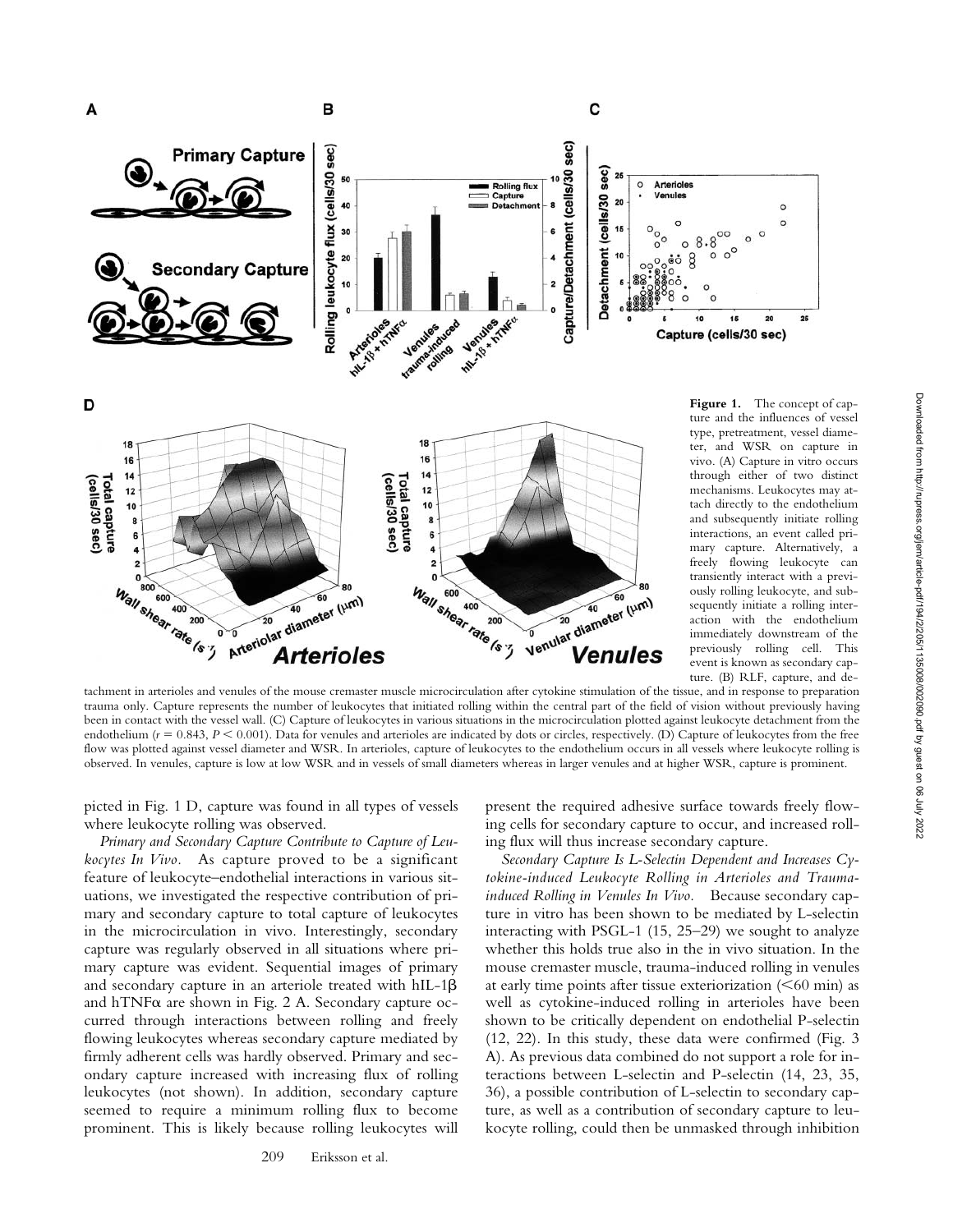A

Primary Capture

Secondary Capture

B

Rolling leukocyte flux (cells/30 sec)

Capture/Detachment (cells/30 sec)

Rolling flux

Capture

Detachment

Arterioles hIL-1β + hTNFα

Venules trauma-induced rolling

Venules hIL-1β + hTNFα

C

Detachment (cells/30 sec)

Capture (cells/30 sec)

Arterioles

Venules

D

Total capture (cells/30 sec)

Wall shear rate (s⁻¹)

Arteriolar diameter (μm)

Arterioles

Venular diameter (μm)

Venules

**Figure 1.** The concept of capture and the influences of vessel type, pretreatment, vessel diameter, and WSR on capture in vivo. (A) Capture in vitro occurs through either of two distinct mechanisms. Leukocytes may attach directly to the endothelium and subsequently initiate rolling interactions, an event called primary capture. Alternatively, a freely flowing leukocyte can transiently interact with a previously rolling leukocyte, and subsequently initiate a rolling interaction with the endothelium immediately downstream of the previously rolling cell. This event is known as secondary capture. (B) RLF, capture, and detachment in arterioles and venules of the mouse cremaster muscle microcirculation after cytokine stimulation of the tissue, and in response to preparation trauma only. Capture represents the number of leukocytes that initiated rolling within the central part of the field of vision without previously having been in contact with the vessel wall. (C) Capture of leukocytes in various situations in the microcirculation plotted against leukocyte detachment from the endothelium ($r = 0.843$, $P < 0.001$). Data for venules and arterioles are indicated by dots or circles, respectively. (D) Capture of leukocytes from the free flow was plotted against vessel diameter and WSR. In arterioles, capture of leukocytes to the endothelium occurs in all vessels where leukocyte rolling is observed. In venules, capture is low at low WSR and in vessels of small diameters whereas in larger venules and at higher WSR, capture is prominent.

picted in Fig. 1 D, capture was found in all types of vessels where leukocyte rolling was observed.

*Primary and Secondary Capture Contribute to Capture of Leukocytes In Vivo.* As capture proved to be a significant feature of leukocyte–endothelial interactions in various situations, we investigated the respective contribution of primary and secondary capture to total capture of leukocytes in the microcirculation in vivo. Interestingly, secondary capture was regularly observed in all situations where primary capture was evident. Sequential images of primary and secondary capture in an arteriole treated with hIL-1β and hTNFα are shown in Fig. 2 A. Secondary capture occurred through interactions between rolling and freely flowing leukocytes whereas secondary capture mediated by firmly adherent cells was hardly observed. Primary and secondary capture increased with increasing flux of rolling leukocytes (not shown). In addition, secondary capture seemed to require a minimum rolling flux to become prominent. This is likely because rolling leukocytes will present the required adhesive surface towards freely flowing cells for secondary capture to occur, and increased rolling flux will thus increase secondary capture.

*Secondary Capture Is L-Selectin Dependent and Increases Cytokine-induced Leukocyte Rolling in Arterioles and Trauma-induced Rolling in Venules In Vivo.* Because secondary capture in vitro has been shown to be mediated by L-selectin interacting with PSGL-1 (15, 25–29) we sought to analyze whether this holds true also in the in vivo situation. In the mouse cremaster muscle, trauma-induced rolling in venules at early time points after tissue exteriorization (<60 min) as well as cytokine-induced rolling in arterioles have been shown to be critically dependent on endothelial P-selectin (12, 22). In this study, these data were confirmed (Fig. 3 A). As previous data combined do not support a role for interactions between L-selectin and P-selectin (14, 23, 35, 36), a possible contribution of L-selectin to secondary capture, as well as a contribution of secondary capture to leukocyte rolling, could then be unmasked through inhibition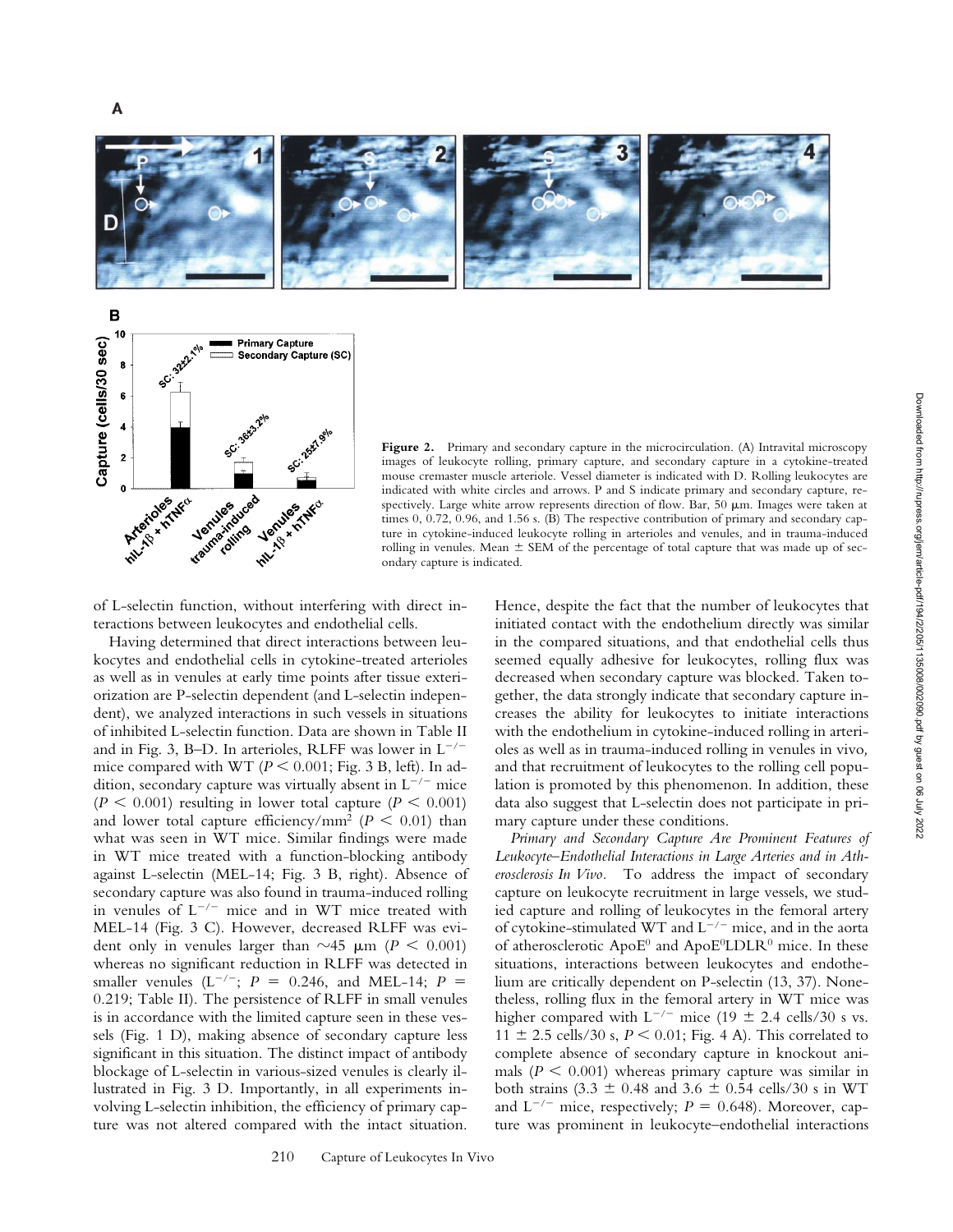**Figure 2.** Primary and secondary capture in the microcirculation. (A) Intravital microscopy images of leukocyte rolling, primary capture, and secondary capture in a cytokine-treated mouse cremaster muscle arteriole. Vessel diameter is indicated with D. Rolling leukocytes are indicated with white circles and arrows. P and S indicate primary and secondary capture, respectively. Large white arrow represents direction of flow. Bar, 50 μm. Images were taken at times 0, 0.72, 0.96, and 1.56 s. (B) The respective contribution of primary and secondary capture in cytokine-induced leukocyte rolling in arterioles and venules, and in trauma-induced rolling in venules. Mean ± SEM of the percentage of total capture that was made up of secondary capture is indicated.

of L-selectin function, without interfering with direct interactions between leukocytes and endothelial cells.

Having determined that direct interactions between leukocytes and endothelial cells in cytokine-treated arterioles as well as in venules at early time points after tissue exteriorization are P-selectin dependent (and L-selectin independent), we analyzed interactions in such vessels in situations of inhibited L-selectin function. Data are shown in Table II and in Fig. 3, B–D. In arterioles, RLFF was lower in $L^{-/-}$ mice compared with WT ($P < 0.001$; Fig. 3 B, left). In addition, secondary capture was virtually absent in $L^{-/-}$ mice ($P < 0.001$) resulting in lower total capture ($P < 0.001$) and lower total capture efficiency/mm$^2$ ($P < 0.01$) than what was seen in WT mice. Similar findings were made in WT mice treated with a function-blocking antibody against L-selectin (MEL-14; Fig. 3 B, right). Absence of secondary capture was also found in trauma-induced rolling in venules of $L^{-/-}$ mice and in WT mice treated with MEL-14 (Fig. 3 C). However, decreased RLFF was evident only in venules larger than ~45 μm ($P < 0.001$) whereas no significant reduction in RLFF was detected in smaller venules ($L^{-/-}$; $P = 0.246$, and MEL-14; $P = 0.219$; Table II). The persistence of RLFF in small venules is in accordance with the limited capture seen in these vessels (Fig. 1 D), making absence of secondary capture less significant in this situation. The distinct impact of antibody blockage of L-selectin in various-sized venules is clearly illustrated in Fig. 3 D. Importantly, in all experiments involving L-selectin inhibition, the efficiency of primary capture was not altered compared with the intact situation. Hence, despite the fact that the number of leukocytes that initiated contact with the endothelium directly was similar in the compared situations, and that endothelial cells thus seemed equally adhesive for leukocytes, rolling flux was decreased when secondary capture was blocked. Taken together, the data strongly indicate that secondary capture increases the ability for leukocytes to initiate interactions with the endothelium in cytokine-induced rolling in arterioles as well as in trauma-induced rolling in venules in vivo, and that recruitment of leukocytes to the rolling cell population is promoted by this phenomenon. In addition, these data also suggest that L-selectin does not participate in primary capture under these conditions.

*Primary and Secondary Capture Are Prominent Features of Leukocyte–Endothelial Interactions in Large Arteries and in Atherosclerosis In Vivo.* To address the impact of secondary capture on leukocyte recruitment in large vessels, we studied capture and rolling of leukocytes in the femoral artery of cytokine-stimulated WT and $L^{-/-}$ mice, and in the aorta of atherosclerotic $ApoE^0$ and $ApoE^0LDLR^0$ mice. In these situations, interactions between leukocytes and endothelium are critically dependent on P-selectin (13, 37). Nonetheless, rolling flux in the femoral artery in WT mice was higher compared with $L^{-/-}$ mice (19 ± 2.4 cells/30 s vs. 11 ± 2.5 cells/30 s, $P < 0.01$; Fig. 4 A). This correlated to complete absence of secondary capture in knockout animals ($P < 0.001$) whereas primary capture was similar in both strains (3.3 ± 0.48 and 3.6 ± 0.54 cells/30 s in WT and $L^{-/-}$ mice, respectively; $P = 0.648$). Moreover, capture was prominent in leukocyte–endothelial interactions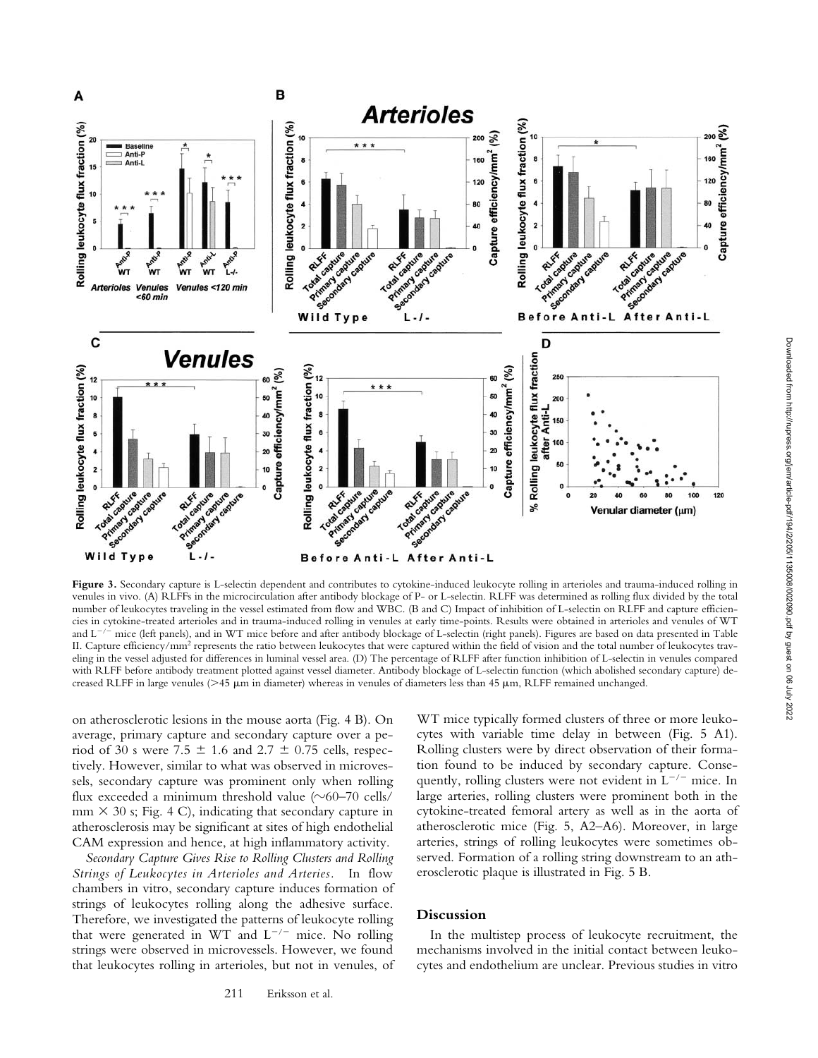**Figure 3.** Secondary capture is L-selectin dependent and contributes to cytokine-induced leukocyte rolling in arterioles and trauma-induced rolling in venules in vivo. (A) RLFFs in the microcirculation after antibody blockage of P- or L-selectin. RLFF was determined as rolling flux divided by the total number of leukocytes traveling in the vessel estimated from flow and WBC. (B and C) Impact of inhibition of L-selectin on RLFF and capture efficiencies in cytokine-treated arterioles and in trauma-induced rolling in venules at early time-points. Results were obtained in arterioles and venules of WT and $L^{-/-}$ mice (left panels), and in WT mice before and after antibody blockage of L-selectin (right panels). Figures are based on data presented in Table II. Capture efficiency/mm² represents the ratio between leukocytes that were captured within the field of vision and the total number of leukocytes traveling in the vessel adjusted for differences in luminal vessel area. (D) The percentage of RLFF after function inhibition of L-selectin in venules compared with RLFF before antibody treatment plotted against vessel diameter. Antibody blockage of L-selectin function (which abolished secondary capture) decreased RLFF in large venules (>45 μm in diameter) whereas in venules of diameters less than 45 μm, RLFF remained unchanged.

on atherosclerotic lesions in the mouse aorta (Fig. 4 B). On average, primary capture and secondary capture over a period of 30 s were 7.5 ± 1.6 and 2.7 ± 0.75 cells, respectively. However, similar to what was observed in microvessels, secondary capture was prominent only when rolling flux exceeded a minimum threshold value (~60–70 cells/mm × 30 s; Fig. 4 C), indicating that secondary capture in atherosclerosis may be significant at sites of high endothelial CAM expression and hence, at high inflammatory activity.

*Secondary Capture Gives Rise to Rolling Clusters and Rolling Strings of Leukocytes in Arterioles and Arteries.* In flow chambers in vitro, secondary capture induces formation of strings of leukocytes rolling along the adhesive surface. Therefore, we investigated the patterns of leukocyte rolling that were generated in WT and $L^{-/-}$ mice. No rolling strings were observed in microvessels. However, we found that leukocytes rolling in arterioles, but not in venules, of WT mice typically formed clusters of three or more leukocytes with variable time delay in between (Fig. 5 A1). Rolling clusters were by direct observation of their formation found to be induced by secondary capture. Consequently, rolling clusters were not evident in $L^{-/-}$ mice. In large arteries, rolling clusters were prominent both in the cytokine-treated femoral artery as well as in the aorta of atherosclerotic mice (Fig. 5, A2–A6). Moreover, in large arteries, strings of rolling leukocytes were sometimes observed. Formation of a rolling string downstream to an atherosclerotic plaque is illustrated in Fig. 5 B.

## Discussion

In the multistep process of leukocyte recruitment, the mechanisms involved in the initial contact between leukocytes and endothelium are unclear. Previous studies in vitro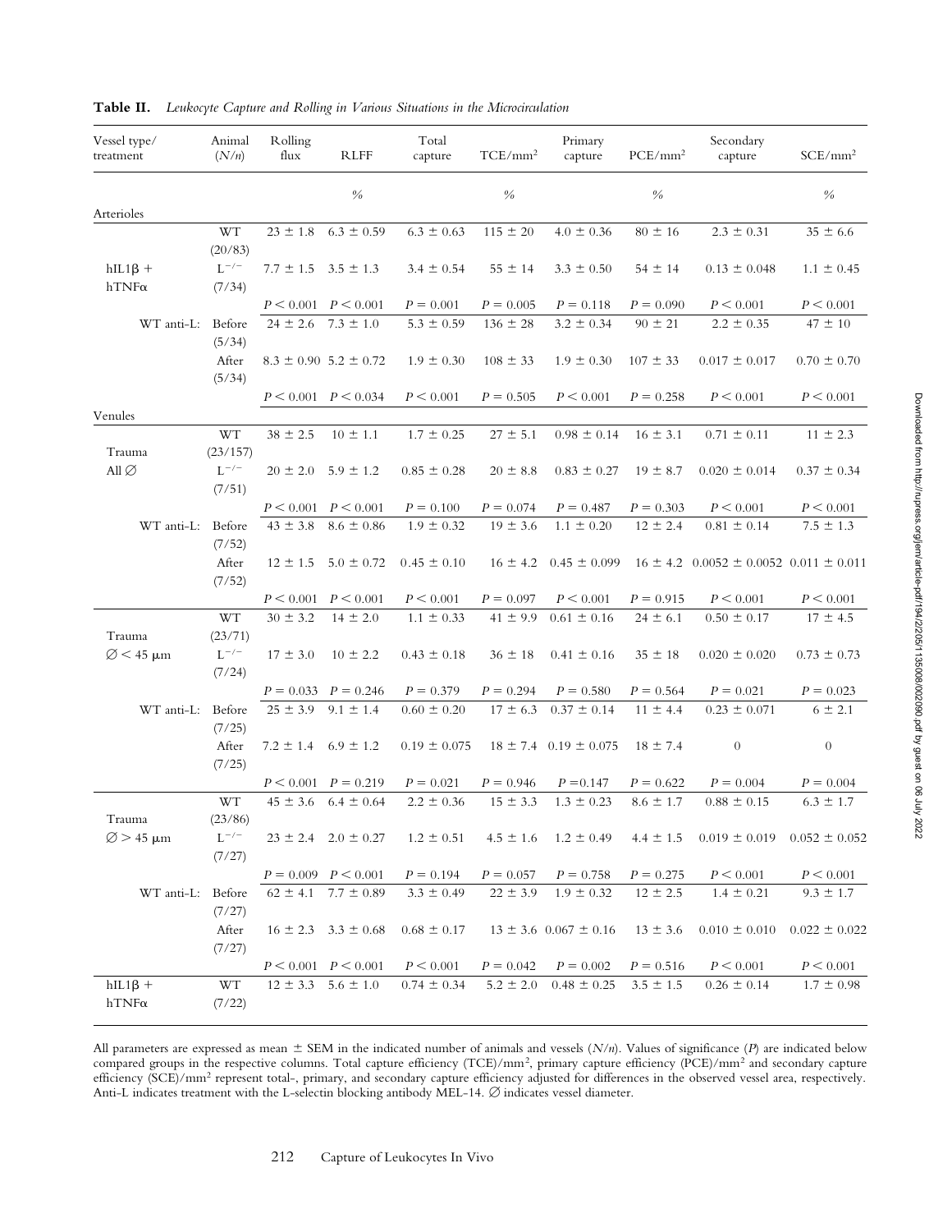**Table II.** *Leukocyte Capture and Rolling in Various Situations in the Microcirculation*

| Vessel type/ treatment | | Animal ($N/n$) | Rolling flux | RLFF | Total capture | TCE/mm² | Primary capture | PCE/mm² | Secondary capture | SCE/mm² |
|---|---|---|---|---|---|---|---|---|---|---|
| | | | | % | | % | | % | | % |
| Arterioles | | | | | | | | | | |
| | | WT (20/83) | 23 ± 1.8 | 6.3 ± 0.59 | 6.3 ± 0.63 | 115 ± 20 | 4.0 ± 0.36 | 80 ± 16 | 2.3 ± 0.31 | 35 ± 6.6 |
| hIL1β + hTNFα | | $L^{-/-}$ (7/34) | 7.7 ± 1.5 | 3.5 ± 1.3 | 3.4 ± 0.54 | 55 ± 14 | 3.3 ± 0.50 | 54 ± 14 | 0.13 ± 0.048 | 1.1 ± 0.45 |
| | | | $P < 0.001$ | $P < 0.001$ | $P = 0.001$ | $P = 0.005$ | $P = 0.118$ | $P = 0.090$ | $P < 0.001$ | $P < 0.001$ |
| | WT anti-L: | Before (5/34) | 24 ± 2.6 | 7.3 ± 1.0 | 5.3 ± 0.59 | 136 ± 28 | 3.2 ± 0.34 | 90 ± 21 | 2.2 ± 0.35 | 47 ± 10 |
| | | After (5/34) | 8.3 ± 0.90 | 5.2 ± 0.72 | 1.9 ± 0.30 | 108 ± 33 | 1.9 ± 0.30 | 107 ± 33 | 0.017 ± 0.017 | 0.70 ± 0.70 |
| | | | $P < 0.001$ | $P < 0.034$ | $P < 0.001$ | $P = 0.505$ | $P < 0.001$ | $P = 0.258$ | $P < 0.001$ | $P < 0.001$ |
| Venules | | | | | | | | | | |
| Trauma All ∅ | | WT (23/157) | 38 ± 2.5 | 10 ± 1.1 | 1.7 ± 0.25 | 27 ± 5.1 | 0.98 ± 0.14 | 16 ± 3.1 | 0.71 ± 0.11 | 11 ± 2.3 |
| | | $L^{-/-}$ (7/51) | 20 ± 2.0 | 5.9 ± 1.2 | 0.85 ± 0.28 | 20 ± 8.8 | 0.83 ± 0.27 | 19 ± 8.7 | 0.020 ± 0.014 | 0.37 ± 0.34 |
| | | | $P < 0.001$ | $P < 0.001$ | $P = 0.100$ | $P = 0.074$ | $P = 0.487$ | $P = 0.303$ | $P < 0.001$ | $P < 0.001$ |
| | WT anti-L: | Before (7/52) | 43 ± 3.8 | 8.6 ± 0.86 | 1.9 ± 0.32 | 19 ± 3.6 | 1.1 ± 0.20 | 12 ± 2.4 | 0.81 ± 0.14 | 7.5 ± 1.3 |
| | | After (7/52) | 12 ± 1.5 | 5.0 ± 0.72 | 0.45 ± 0.10 | 16 ± 4.2 | 0.45 ± 0.099 | 16 ± 4.2 | 0.0052 ± 0.0052 | 0.011 ± 0.011 |
| | | | $P < 0.001$ | $P < 0.001$ | $P < 0.001$ | $P = 0.097$ | $P < 0.001$ | $P = 0.915$ | $P < 0.001$ | $P < 0.001$ |
| Trauma ∅ < 45 μm | | WT (23/71) | 30 ± 3.2 | 14 ± 2.0 | 1.1 ± 0.33 | 41 ± 9.9 | 0.61 ± 0.16 | 24 ± 6.1 | 0.50 ± 0.17 | 17 ± 4.5 |
| | | $L^{-/-}$ (7/24) | 17 ± 3.0 | 10 ± 2.2 | 0.43 ± 0.18 | 36 ± 18 | 0.41 ± 0.16 | 35 ± 18 | 0.020 ± 0.020 | 0.73 ± 0.73 |
| | | | $P = 0.033$ | $P = 0.246$ | $P = 0.379$ | $P = 0.294$ | $P = 0.580$ | $P = 0.564$ | $P = 0.021$ | $P = 0.023$ |
| | WT anti-L: | Before (7/25) | 25 ± 3.9 | 9.1 ± 1.4 | 0.60 ± 0.20 | 17 ± 6.3 | 0.37 ± 0.14 | 11 ± 4.4 | 0.23 ± 0.071 | 6 ± 2.1 |
| | | After (7/25) | 7.2 ± 1.4 | 6.9 ± 1.2 | 0.19 ± 0.075 | 18 ± 7.4 | 0.19 ± 0.075 | 18 ± 7.4 | 0 | 0 |
| | | | $P < 0.001$ | $P = 0.219$ | $P = 0.021$ | $P = 0.946$ | $P = 0.147$ | $P = 0.622$ | $P = 0.004$ | $P = 0.004$ |
| Trauma ∅ > 45 μm | | WT (23/86) | 45 ± 3.6 | 6.4 ± 0.64 | 2.2 ± 0.36 | 15 ± 3.3 | 1.3 ± 0.23 | 8.6 ± 1.7 | 0.88 ± 0.15 | 6.3 ± 1.7 |
| | | $L^{-/-}$ (7/27) | 23 ± 2.4 | 2.0 ± 0.27 | 1.2 ± 0.51 | 4.5 ± 1.6 | 1.2 ± 0.49 | 4.4 ± 1.5 | 0.019 ± 0.019 | 0.052 ± 0.052 |
| | | | $P = 0.009$ | $P < 0.001$ | $P = 0.194$ | $P = 0.057$ | $P = 0.758$ | $P = 0.275$ | $P < 0.001$ | $P < 0.001$ |
| | WT anti-L: | Before (7/27) | 62 ± 4.1 | 7.7 ± 0.89 | 3.3 ± 0.49 | 22 ± 3.9 | 1.9 ± 0.32 | 12 ± 2.5 | 1.4 ± 0.21 | 9.3 ± 1.7 |
| | | After (7/27) | 16 ± 2.3 | 3.3 ± 0.68 | 0.68 ± 0.17 | 13 ± 3.6 | 0.067 ± 0.16 | 13 ± 3.6 | 0.010 ± 0.010 | 0.022 ± 0.022 |
| | | | $P < 0.001$ | $P < 0.001$ | $P < 0.001$ | $P = 0.042$ | $P = 0.002$ | $P = 0.516$ | $P < 0.001$ | $P < 0.001$ |
| hIL1β + hTNFα | | WT (7/22) | 12 ± 3.3 | 5.6 ± 1.0 | 0.74 ± 0.34 | 5.2 ± 2.0 | 0.48 ± 0.25 | 3.5 ± 1.5 | 0.26 ± 0.14 | 1.7 ± 0.98 |

All parameters are expressed as mean ± SEM in the indicated number of animals and vessels ($N/n$). Values of significance ($P$) are indicated below compared groups in the respective columns. Total capture efficiency (TCE)/mm², primary capture efficiency (PCE)/mm² and secondary capture efficiency (SCE)/mm² represent total-, primary, and secondary capture efficiency adjusted for differences in the observed vessel area, respectively. Anti-L indicates treatment with the L-selectin blocking antibody MEL-14. ∅ indicates vessel diameter.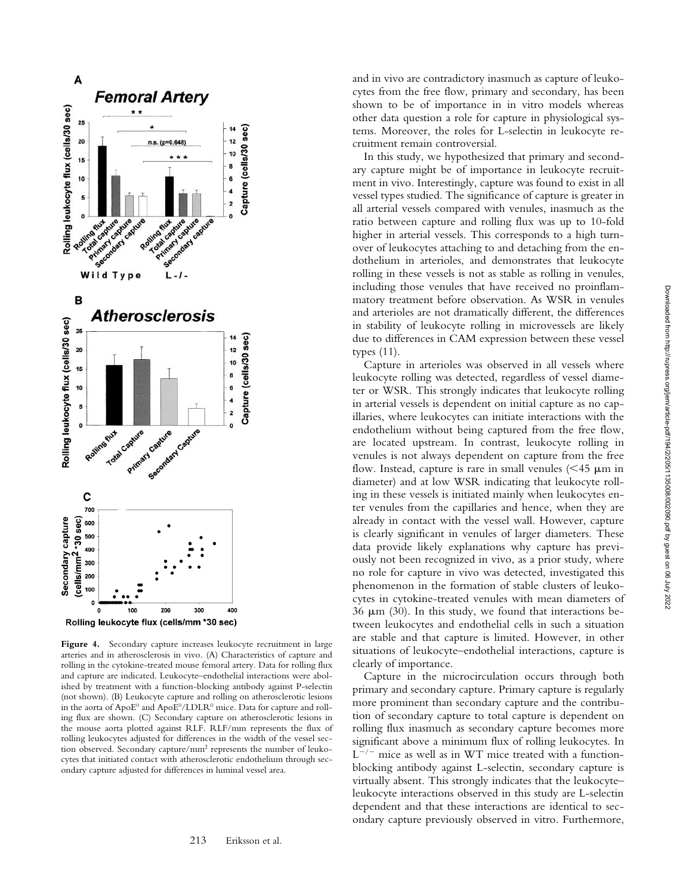A

**Femoral Artery**

Rolling leukocyte flux (cells/30 sec)

Capture (cells/30 sec)

\*\*

\*

n.s. (p=0.648)

\*\*\*

25
20
15
10
5
0

14
12
10
8
6
4
2
0

Rolling flux
Total capture
Primary capture
Secondary capture
Rolling flux
Total capture
Primary capture
Secondary capture

Wild Type L -/-

B

**Atherosclerosis**

Rolling leukocyte flux (cells/30 sec)

Capture (cells/30 sec)

25
20
15
10
5
0

14
12
10
8
6
4
2
0

Rolling flux
Total Capture
Primary Capture
Secondary Capture

C

Secondary capture (cells/mm$^2$ \*30 sec)

700
600
500
400
300
200
100
0

0 100 200 300 400

Rolling leukocyte flux (cells/mm \*30 sec)

**Figure 4.** Secondary capture increases leukocyte recruitment in large arteries and in atherosclerosis in vivo. (A) Characteristics of capture and rolling in the cytokine-treated mouse femoral artery. Data for rolling flux and capture are indicated. Leukocyte–endothelial interactions were abolished by treatment with a function-blocking antibody against P-selectin (not shown). (B) Leukocyte capture and rolling on atherosclerotic lesions in the aorta of ApoE$^0$ and ApoE$^0$/LDLR$^0$ mice. Data for capture and rolling flux are shown. (C) Secondary capture on atherosclerotic lesions in the mouse aorta plotted against RLF. RLF/mm represents the flux of rolling leukocytes adjusted for differences in the width of the vessel section observed. Secondary capture/mm$^2$ represents the number of leukocytes that initiated contact with atherosclerotic endothelium through secondary capture adjusted for differences in luminal vessel area.

and in vivo are contradictory inasmuch as capture of leukocytes from the free flow, primary and secondary, has been shown to be of importance in in vitro models whereas other data question a role for capture in physiological systems. Moreover, the roles for L-selectin in leukocyte recruitment remain controversial.

In this study, we hypothesized that primary and secondary capture might be of importance in leukocyte recruitment in vivo. Interestingly, capture was found to exist in all vessel types studied. The significance of capture is greater in all arterial vessels compared with venules, inasmuch as the ratio between capture and rolling flux was up to 10-fold higher in arterial vessels. This corresponds to a high turnover of leukocytes attaching to and detaching from the endothelium in arterioles, and demonstrates that leukocyte rolling in these vessels is not as stable as rolling in venules, including those venules that have received no proinflammatory treatment before observation. As WSR in venules and arterioles are not dramatically different, the differences in stability of leukocyte rolling in microvessels are likely due to differences in CAM expression between these vessel types (11).

Capture in arterioles was observed in all vessels where leukocyte rolling was detected, regardless of vessel diameter or WSR. This strongly indicates that leukocyte rolling in arterial vessels is dependent on initial capture as no capillaries, where leukocytes can initiate interactions with the endothelium without being captured from the free flow, are located upstream. In contrast, leukocyte rolling in venules is not always dependent on capture from the free flow. Instead, capture is rare in small venules (<45 μm in diameter) and at low WSR indicating that leukocyte rolling in these vessels is initiated mainly when leukocytes enter venules from the capillaries and hence, when they are already in contact with the vessel wall. However, capture is clearly significant in venules of larger diameters. These data provide likely explanations why capture has previously not been recognized in vivo, as a prior study, where no role for capture in vivo was detected, investigated this phenomenon in the formation of stable clusters of leukocytes in cytokine-treated venules with mean diameters of 36 μm (30). In this study, we found that interactions between leukocytes and endothelial cells in such a situation are stable and that capture is limited. However, in other situations of leukocyte–endothelial interactions, capture is clearly of importance.

Capture in the microcirculation occurs through both primary and secondary capture. Primary capture is regularly more prominent than secondary capture and the contribution of secondary capture to total capture is dependent on rolling flux inasmuch as secondary capture becomes more significant above a minimum flux of rolling leukocytes. In $L^{-/-}$ mice as well as in WT mice treated with a function-blocking antibody against L-selectin, secondary capture is virtually absent. This strongly indicates that the leukocyte–leukocyte interactions observed in this study are L-selectin dependent and that these interactions are identical to secondary capture previously observed in vitro. Furthermore,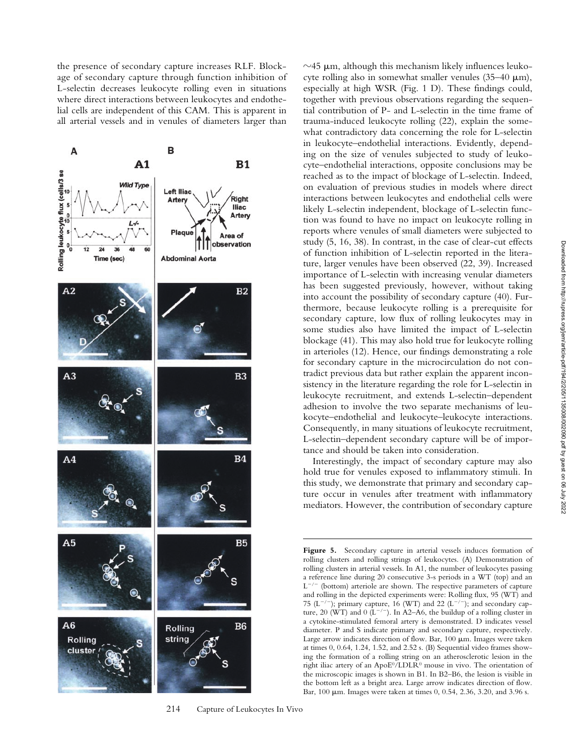the presence of secondary capture increases RLF. Blockage of secondary capture through function inhibition of L-selectin decreases leukocyte rolling even in situations where direct interactions between leukocytes and endothelial cells are independent of this CAM. This is apparent in all arterial vessels and in venules of diameters larger than ~45 μm, although this mechanism likely influences leukocyte rolling also in somewhat smaller venules (35–40 μm), especially at high WSR (Fig. 1 D). These findings could, together with previous observations regarding the sequential contribution of P- and L-selectin in the time frame of trauma-induced leukocyte rolling (22), explain the somewhat contradictory data concerning the role for L-selectin in leukocyte–endothelial interactions. Evidently, depending on the size of venules subjected to study of leukocyte–endothelial interactions, opposite conclusions may be reached as to the impact of blockage of L-selectin. Indeed, on evaluation of previous studies in models where direct interactions between leukocytes and endothelial cells were likely L-selectin independent, blockage of L-selectin function was found to have no impact on leukocyte rolling in reports where venules of small diameters were subjected to study (5, 16, 38). In contrast, in the case of clear-cut effects of function inhibition of L-selectin reported in the literature, larger venules have been observed (22, 39). Increased importance of L-selectin with increasing venular diameters has been suggested previously, however, without taking into account the possibility of secondary capture (40). Furthermore, because leukocyte rolling is a prerequisite for secondary capture, low flux of rolling leukocytes may in some studies also have limited the impact of L-selectin blockage (41). This may also hold true for leukocyte rolling in arterioles (12). Hence, our findings demonstrating a role for secondary capture in the microcirculation do not contradict previous data but rather explain the apparent inconsistency in the literature regarding the role for L-selectin in leukocyte recruitment, and extends L-selectin–dependent adhesion to involve the two separate mechanisms of leukocyte–endothelial and leukocyte–leukocyte interactions. Consequently, in many situations of leukocyte recruitment, L-selectin–dependent secondary capture will be of importance and should be taken into consideration.

Interestingly, the impact of secondary capture may also hold true for venules exposed to inflammatory stimuli. In this study, we demonstrate that primary and secondary capture occur in venules after treatment with inflammatory mediators. However, the contribution of secondary capture

**Figure 5.** Secondary capture in arterial vessels induces formation of rolling clusters and rolling strings of leukocytes. (A) Demonstration of rolling clusters in arterial vessels. In A1, the number of leukocytes passing a reference line during 20 consecutive 3-s periods in a WT (top) and an $L^{-/-}$ (bottom) arteriole are shown. The respective parameters of capture and rolling in the depicted experiments were: Rolling flux, 95 (WT) and 75 ($L^{-/-}$); primary capture, 16 (WT) and 22 ($L^{-/-}$); and secondary capture, 20 (WT) and 0 ($L^{-/-}$). In A2–A6, the buildup of a rolling cluster in a cytokine-stimulated femoral artery is demonstrated. D indicates vessel diameter. P and S indicate primary and secondary capture, respectively. Large arrow indicates direction of flow. Bar, 100 μm. Images were taken at times 0, 0.64, 1.24, 1.52, and 2.52 s. (B) Sequential video frames showing the formation of a rolling string on an atherosclerotic lesion in the right iliac artery of an $ApoE^0/LDLR^0$ mouse in vivo. The orientation of the microscopic images is shown in B1. In B2–B6, the lesion is visible in the bottom left as a bright area. Large arrow indicates direction of flow. Bar, 100 μm. Images were taken at times 0, 0.54, 2.36, 3.20, and 3.96 s.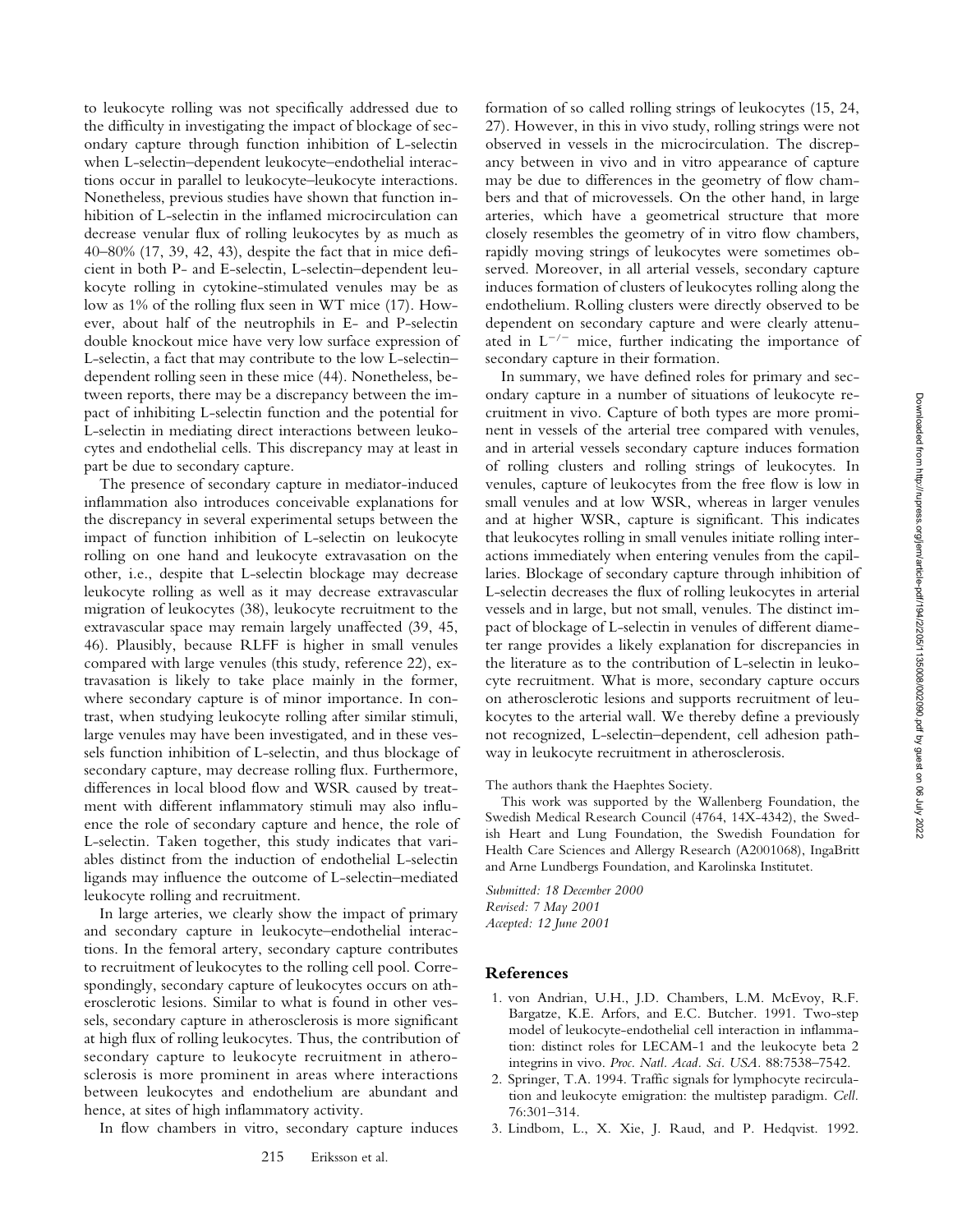to leukocyte rolling was not specifically addressed due to the difficulty in investigating the impact of blockage of secondary capture through function inhibition of L-selectin when L-selectin–dependent leukocyte–endothelial interactions occur in parallel to leukocyte–leukocyte interactions. Nonetheless, previous studies have shown that function inhibition of L-selectin in the inflamed microcirculation can decrease venular flux of rolling leukocytes by as much as 40–80% (17, 39, 42, 43), despite the fact that in mice deficient in both P- and E-selectin, L-selectin–dependent leukocyte rolling in cytokine-stimulated venules may be as low as 1% of the rolling flux seen in WT mice (17). However, about half of the neutrophils in E- and P-selectin double knockout mice have very low surface expression of L-selectin, a fact that may contribute to the low L-selectin–dependent rolling seen in these mice (44). Nonetheless, between reports, there may be a discrepancy between the impact of inhibiting L-selectin function and the potential for L-selectin in mediating direct interactions between leukocytes and endothelial cells. This discrepancy may at least in part be due to secondary capture.

The presence of secondary capture in mediator-induced inflammation also introduces conceivable explanations for the discrepancy in several experimental setups between the impact of function inhibition of L-selectin on leukocyte rolling on one hand and leukocyte extravasation on the other, i.e., despite that L-selectin blockage may decrease leukocyte rolling as well as it may decrease extravascular migration of leukocytes (38), leukocyte recruitment to the extravascular space may remain largely unaffected (39, 45, 46). Plausibly, because RLFF is higher in small venules compared with large venules (this study, reference 22), extravasation is likely to take place mainly in the former, where secondary capture is of minor importance. In contrast, when studying leukocyte rolling after similar stimuli, large venules may have been investigated, and in these vessels function inhibition of L-selectin, and thus blockage of secondary capture, may decrease rolling flux. Furthermore, differences in local blood flow and WSR caused by treatment with different inflammatory stimuli may also influence the role of secondary capture and hence, the role of L-selectin. Taken together, this study indicates that variables distinct from the induction of endothelial L-selectin ligands may influence the outcome of L-selectin–mediated leukocyte rolling and recruitment.

In large arteries, we clearly show the impact of primary and secondary capture in leukocyte–endothelial interactions. In the femoral artery, secondary capture contributes to recruitment of leukocytes to the rolling cell pool. Correspondingly, secondary capture of leukocytes occurs on atherosclerotic lesions. Similar to what is found in other vessels, secondary capture in atherosclerosis is more significant at high flux of rolling leukocytes. Thus, the contribution of secondary capture to leukocyte recruitment in atherosclerosis is more prominent in areas where interactions between leukocytes and endothelium are abundant and hence, at sites of high inflammatory activity.

In flow chambers in vitro, secondary capture induces formation of so called rolling strings of leukocytes (15, 24, 27). However, in this in vivo study, rolling strings were not observed in vessels in the microcirculation. The discrepancy between in vivo and in vitro appearance of capture may be due to differences in the geometry of flow chambers and that of microvessels. On the other hand, in large arteries, which have a geometrical structure that more closely resembles the geometry of in vitro flow chambers, rapidly moving strings of leukocytes were sometimes observed. Moreover, in all arterial vessels, secondary capture induces formation of clusters of leukocytes rolling along the endothelium. Rolling clusters were directly observed to be dependent on secondary capture and were clearly attenuated in $L^{-/-}$ mice, further indicating the importance of secondary capture in their formation.

In summary, we have defined roles for primary and secondary capture in a number of situations of leukocyte recruitment in vivo. Capture of both types are more prominent in vessels of the arterial tree compared with venules, and in arterial vessels secondary capture induces formation of rolling clusters and rolling strings of leukocytes. In venules, capture of leukocytes from the free flow is low in small venules and at low WSR, whereas in larger venules and at higher WSR, capture is significant. This indicates that leukocytes rolling in small venules initiate rolling interactions immediately when entering venules from the capillaries. Blockage of secondary capture through inhibition of L-selectin decreases the flux of rolling leukocytes in arterial vessels and in large, but not small, venules. The distinct impact of blockage of L-selectin in venules of different diameter range provides a likely explanation for discrepancies in the literature as to the contribution of L-selectin in leukocyte recruitment. What is more, secondary capture occurs on atherosclerotic lesions and supports recruitment of leukocytes to the arterial wall. We thereby define a previously not recognized, L-selectin–dependent, cell adhesion pathway in leukocyte recruitment in atherosclerosis.

The authors thank the Haephtes Society.

This work was supported by the Wallenberg Foundation, the Swedish Medical Research Council (4764, 14X-4342), the Swedish Heart and Lung Foundation, the Swedish Foundation for Health Care Sciences and Allergy Research (A2001068), IngaBritt and Arne Lundbergs Foundation, and Karolinska Institutet.

*Submitted: 18 December 2000*
*Revised: 7 May 2001*
*Accepted: 12 June 2001*

## References

1. von Andrian, U.H., J.D. Chambers, L.M. McEvoy, R.F. Bargatze, K.E. Arfors, and E.C. Butcher. 1991. Two-step model of leukocyte-endothelial cell interaction in inflammation: distinct roles for LECAM-1 and the leukocyte beta 2 integrins in vivo. *Proc. Natl. Acad. Sci. USA.* 88:7538–7542.
2. Springer, T.A. 1994. Traffic signals for lymphocyte recirculation and leukocyte emigration: the multistep paradigm. *Cell.* 76:301–314.
3. Lindbom, L., X. Xie, J. Raud, and P. Hedqvist. 1992.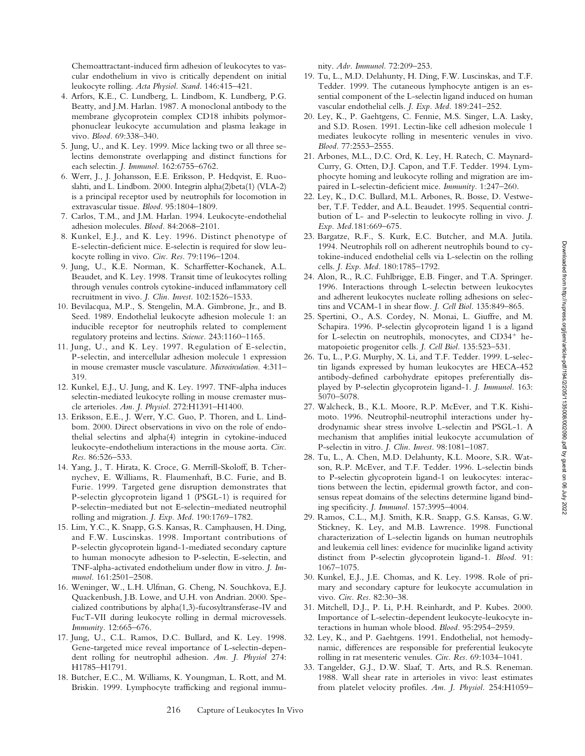Chemoattractant-induced firm adhesion of leukocytes to vascular endothelium in vivo is critically dependent on initial leukocyte rolling. *Acta Physiol. Scand.* 146:415–421.

4. Arfors, K.E., C. Lundberg, L. Lindbom, K. Lundberg, P.G. Beatty, and J.M. Harlan. 1987. A monoclonal antibody to the membrane glycoprotein complex CD18 inhibits polymorphonuclear leukocyte accumulation and plasma leakage in vivo. *Blood.* 69:338–340.
5. Jung, U., and K. Ley. 1999. Mice lacking two or all three selectins demonstrate overlapping and distinct functions for each selectin. *J. Immunol.* 162:6755–6762.
6. Werr, J., J. Johansson, E.E. Eriksson, P. Hedqvist, E. Ruoslahti, and L. Lindbom. 2000. Integrin alpha(2)beta(1) (VLA-2) is a principal receptor used by neutrophils for locomotion in extravascular tissue. *Blood.* 95:1804–1809.
7. Carlos, T.M., and J.M. Harlan. 1994. Leukocyte-endothelial adhesion molecules. *Blood.* 84:2068–2101.
8. Kunkel, E.J., and K. Ley. 1996. Distinct phenotype of E-selectin-deficient mice. E-selectin is required for slow leukocyte rolling in vivo. *Circ. Res.* 79:1196–1204.
9. Jung, U., K.E. Norman, K. Scharffetter-Kochanek, A.L. Beaudet, and K. Ley. 1998. Transit time of leukocytes rolling through venules controls cytokine-induced inflammatory cell recruitment in vivo. *J. Clin. Invest.* 102:1526–1533.
10. Bevilacqua, M.P., S. Stengelin, M.A. Gimbrone, Jr., and B. Seed. 1989. Endothelial leukocyte adhesion molecule 1: an inducible receptor for neutrophils related to complement regulatory proteins and lectins. *Science.* 243:1160–1165.
11. Jung, U., and K. Ley. 1997. Regulation of E-selectin, P-selectin, and intercellular adhesion molecule 1 expression in mouse cremaster muscle vasculature. *Microcirculation.* 4:311–319.
12. Kunkel, E.J., U. Jung, and K. Ley. 1997. TNF-alpha induces selectin-mediated leukocyte rolling in mouse cremaster muscle arterioles. *Am. J. Physiol.* 272:H1391–H1400.
13. Eriksson, E.E., J. Werr, Y.C. Guo, P. Thoren, and L. Lindbom. 2000. Direct observations in vivo on the role of endothelial selectins and alpha(4) integrin in cytokine-induced leukocyte-endothelium interactions in the mouse aorta. *Circ. Res.* 86:526–533.
14. Yang, J., T. Hirata, K. Croce, G. Merrill-Skoloff, B. Tchernychev, E. Williams, R. Flaumenhaft, B.C. Furie, and B. Furie. 1999. Targeted gene disruption demonstrates that P-selectin glycoprotein ligand 1 (PSGL-1) is required for P-selectin–mediated but not E-selectin–mediated neutrophil rolling and migration. *J. Exp. Med.* 190:1769–1782.
15. Lim, Y.C., K. Snapp, G.S. Kansas, R. Camphausen, H. Ding, and F.W. Luscinskas. 1998. Important contributions of P-selectin glycoprotein ligand-1-mediated secondary capture to human monocyte adhesion to P-selectin, E-selectin, and TNF-alpha-activated endothelium under flow in vitro. *J. Immunol.* 161:2501–2508.
16. Weninger, W., L.H. Ulfman, G. Cheng, N. Souchkova, E.J. Quackenbush, J.B. Lowe, and U.H. von Andrian. 2000. Specialized contributions by alpha(1,3)-fucosyltransferase-IV and FucT-VII during leukocyte rolling in dermal microvessels. *Immunity.* 12:665–676.
17. Jung, U., C.L. Ramos, D.C. Bullard, and K. Ley. 1998. Gene-targeted mice reveal importance of L-selectin-dependent rolling for neutrophil adhesion. *Am. J. Physiol* 274: H1785–H1791.
18. Butcher, E.C., M. Williams, K. Youngman, L. Rott, and M. Briskin. 1999. Lymphocyte trafficking and regional immunity. *Adv. Immunol.* 72:209–253.
19. Tu, L., M.D. Delahunty, H. Ding, F.W. Luscinskas, and T.F. Tedder. 1999. The cutaneous lymphocyte antigen is an essential component of the L-selectin ligand induced on human vascular endothelial cells. *J. Exp. Med.* 189:241–252.
20. Ley, K., P. Gaehtgens, C. Fennie, M.S. Singer, L.A. Lasky, and S.D. Rosen. 1991. Lectin-like cell adhesion molecule 1 mediates leukocyte rolling in mesenteric venules in vivo. *Blood.* 77:2553–2555.
21. Arbones, M.L., D.C. Ord, K. Ley, H. Ratech, C. Maynard-Curry, G. Otten, D.J. Capon, and T.F. Tedder. 1994. Lymphocyte homing and leukocyte rolling and migration are impaired in L-selectin-deficient mice. *Immunity.* 1:247–260.
22. Ley, K., D.C. Bullard, M.L. Arbones, R. Bosse, D. Vestweber, T.F. Tedder, and A.L. Beaudet. 1995. Sequential contribution of L- and P-selectin to leukocyte rolling in vivo. *J. Exp. Med.*181:669–675.
23. Bargatze, R.F., S. Kurk, E.C. Butcher, and M.A. Jutila. 1994. Neutrophils roll on adherent neutrophils bound to cytokine-induced endothelial cells via L-selectin on the rolling cells. *J. Exp. Med.* 180:1785–1792.
24. Alon, R., R.C. Fuhlbrigge, E.B. Finger, and T.A. Springer. 1996. Interactions through L-selectin between leukocytes and adherent leukocytes nucleate rolling adhesions on selectins and VCAM-1 in shear flow. *J. Cell Biol.* 135:849–865.
25. Spertini, O., A.S. Cordey, N. Monai, L. Giuffre, and M. Schapira. 1996. P-selectin glycoprotein ligand 1 is a ligand for L-selectin on neutrophils, monocytes, and $CD34^+$ hematopoietic progenitor cells. *J. Cell Biol.* 135:523–531.
26. Tu, L., P.G. Murphy, X. Li, and T.F. Tedder. 1999. L-selectin ligands expressed by human leukocytes are HECA-452 antibody-defined carbohydrate epitopes preferentially displayed by P-selectin glycoprotein ligand-1. *J. Immunol.* 163: 5070–5078.
27. Walcheck, B., K.L. Moore, R.P. McEver, and T.K. Kishimoto. 1996. Neutrophil-neutrophil interactions under hydrodynamic shear stress involve L-selectin and PSGL-1. A mechanism that amplifies initial leukocyte accumulation of P-selectin in vitro. *J. Clin. Invest.* 98:1081–1087.
28. Tu, L., A. Chen, M.D. Delahunty, K.L. Moore, S.R. Watson, R.P. McEver, and T.F. Tedder. 1996. L-selectin binds to P-selectin glycoprotein ligand-1 on leukocytes: interactions between the lectin, epidermal growth factor, and consensus repeat domains of the selectins determine ligand binding specificity. *J. Immunol.* 157:3995–4004.
29. Ramos, C.L., M.J. Smith, K.R. Snapp, G.S. Kansas, G.W. Stickney, K. Ley, and M.B. Lawrence. 1998. Functional characterization of L-selectin ligands on human neutrophils and leukemia cell lines: evidence for mucinlike ligand activity distinct from P-selectin glycoprotein ligand-1. *Blood.* 91: 1067–1075.
30. Kunkel, E.J., J.E. Chomas, and K. Ley. 1998. Role of primary and secondary capture for leukocyte accumulation in vivo. *Circ. Res.* 82:30–38.
31. Mitchell, D.J., P. Li, P.H. Reinhardt, and P. Kubes. 2000. Importance of L-selectin-dependent leukocyte-leukocyte interactions in human whole blood. *Blood.* 95:2954–2959.
32. Ley, K., and P. Gaehtgens. 1991. Endothelial, not hemodynamic, differences are responsible for preferential leukocyte rolling in rat mesenteric venules. *Circ. Res.* 69:1034–1041.
33. Tangelder, G.J., D.W. Slaaf, T. Arts, and R.S. Reneman. 1988. Wall shear rate in arterioles in vivo: least estimates from platelet velocity profiles. *Am. J. Physiol.* 254:H1059–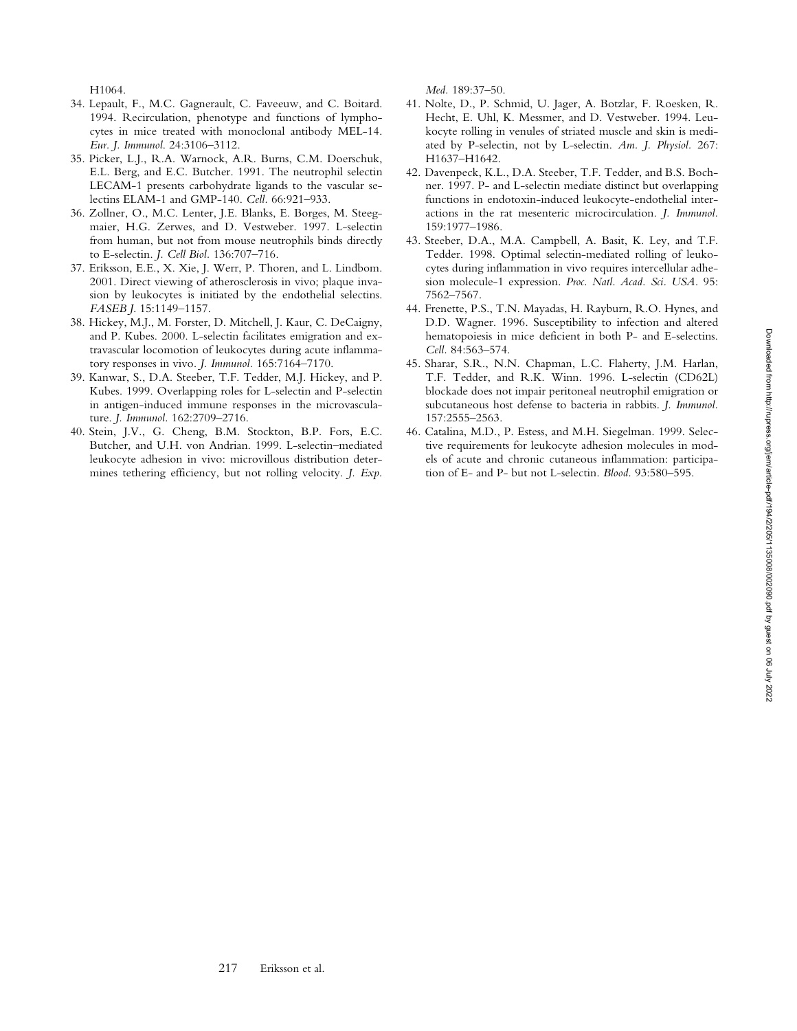H1064.

34. Lepault, F., M.C. Gagnerault, C. Faveeuw, and C. Boitard. 1994. Recirculation, phenotype and functions of lymphocytes in mice treated with monoclonal antibody MEL-14. *Eur. J. Immunol.* 24:3106–3112.
35. Picker, L.J., R.A. Warnock, A.R. Burns, C.M. Doerschuk, E.L. Berg, and E.C. Butcher. 1991. The neutrophil selectin LECAM-1 presents carbohydrate ligands to the vascular selectins ELAM-1 and GMP-140. *Cell.* 66:921–933.
36. Zollner, O., M.C. Lenter, J.E. Blanks, E. Borges, M. Steegmaier, H.G. Zerwes, and D. Vestweber. 1997. L-selectin from human, but not from mouse neutrophils binds directly to E-selectin. *J. Cell Biol.* 136:707–716.
37. Eriksson, E.E., X. Xie, J. Werr, P. Thoren, and L. Lindbom. 2001. Direct viewing of atherosclerosis in vivo; plaque invasion by leukocytes is initiated by the endothelial selectins. *FASEB J.* 15:1149–1157.
38. Hickey, M.J., M. Forster, D. Mitchell, J. Kaur, C. DeCaigny, and P. Kubes. 2000. L-selectin facilitates emigration and extravascular locomotion of leukocytes during acute inflammatory responses in vivo. *J. Immunol.* 165:7164–7170.
39. Kanwar, S., D.A. Steeber, T.F. Tedder, M.J. Hickey, and P. Kubes. 1999. Overlapping roles for L-selectin and P-selectin in antigen-induced immune responses in the microvasculature. *J. Immunol.* 162:2709–2716.
40. Stein, J.V., G. Cheng, B.M. Stockton, B.P. Fors, E.C. Butcher, and U.H. von Andrian. 1999. L-selectin–mediated leukocyte adhesion in vivo: microvillous distribution determines tethering efficiency, but not rolling velocity. *J. Exp. Med.* 189:37–50.
41. Nolte, D., P. Schmid, U. Jager, A. Botzlar, F. Roesken, R. Hecht, E. Uhl, K. Messmer, and D. Vestweber. 1994. Leukocyte rolling in venules of striated muscle and skin is mediated by P-selectin, not by L-selectin. *Am. J. Physiol.* 267: H1637–H1642.
42. Davenpeck, K.L., D.A. Steeber, T.F. Tedder, and B.S. Bochner. 1997. P- and L-selectin mediate distinct but overlapping functions in endotoxin-induced leukocyte-endothelial interactions in the rat mesenteric microcirculation. *J. Immunol.* 159:1977–1986.
43. Steeber, D.A., M.A. Campbell, A. Basit, K. Ley, and T.F. Tedder. 1998. Optimal selectin-mediated rolling of leukocytes during inflammation in vivo requires intercellular adhesion molecule-1 expression. *Proc. Natl. Acad. Sci. USA.* 95: 7562–7567.
44. Frenette, P.S., T.N. Mayadas, H. Rayburn, R.O. Hynes, and D.D. Wagner. 1996. Susceptibility to infection and altered hematopoiesis in mice deficient in both P- and E-selectins. *Cell.* 84:563–574.
45. Sharar, S.R., N.N. Chapman, L.C. Flaherty, J.M. Harlan, T.F. Tedder, and R.K. Winn. 1996. L-selectin (CD62L) blockade does not impair peritoneal neutrophil emigration or subcutaneous host defense to bacteria in rabbits. *J. Immunol.* 157:2555–2563.
46. Catalina, M.D., P. Estess, and M.H. Siegelman. 1999. Selective requirements for leukocyte adhesion molecules in models of acute and chronic cutaneous inflammation: participation of E- and P- but not L-selectin. *Blood.* 93:580–595.